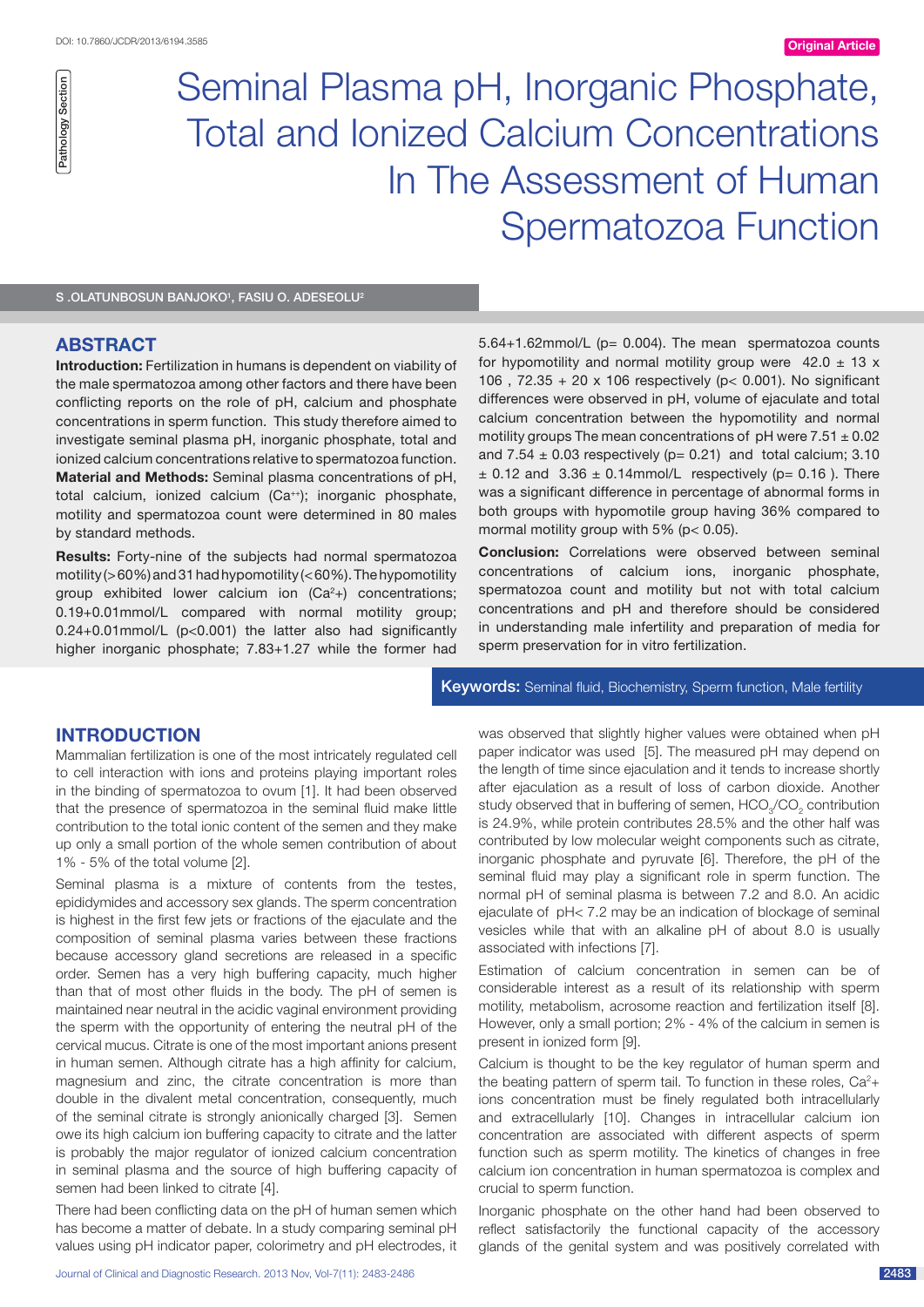DOI: 10.7860/JCDR/2013/6194.3585

Original Article

Pathology Section

# Seminal Plasma pH, Inorganic Phosphate, Total and Ionized Calcium Concentrations In The Assessment of Human Spermatozoa Function

S .OLATUNBOSUN BANJOKO[1], FASIU O. ADESEOLU[2]

## ABSTRACT

**Introduction:** Fertilization in humans is dependent on viability of the male spermatozoa among other factors and there have been conflicting reports on the role of pH, calcium and phosphate concentrations in sperm function. This study therefore aimed to investigate seminal plasma pH, inorganic phosphate, total and ionized calcium concentrations relative to spermatozoa function.

**Material and Methods:** Seminal plasma concentrations of pH, total calcium, ionized calcium ($Ca^{++}$); inorganic phosphate, motility and spermatozoa count were determined in 80 males by standard methods.

**Results:** Forty-nine of the subjects had normal spermatozoa motility (>60%) and 31 had hypomotility (<60%). The hypomotility group exhibited lower calcium ion ($Ca^{2}+$) concentrations; 0.19+0.01mmol/L compared with normal motility group; 0.24+0.01mmol/L ($p<0.001$) the latter also had significantly higher inorganic phosphate; 7.83+1.27 while the former had 5.64+1.62mmol/L ($p= 0.004$). The mean spermatozoa counts for hypomotility and normal motility group were 42.0 ± 13 x 106 , 72.35 + 20 x 106 respectively ($p< 0.001$). No significant differences were observed in pH, volume of ejaculate and total calcium concentration between the hypomotility and normal motility groups The mean concentrations of pH were 7.51 ± 0.02 and 7.54 ± 0.03 respectively ($p= 0.21$) and total calcium; 3.10 ± 0.12 and 3.36 ± 0.14mmol/L respectively ($p= 0.16$ ). There was a significant difference in percentage of abnormal forms in both groups with hypomotile group having 36% compared to mormal motility group with 5% ($p< 0.05$).

**Conclusion:** Correlations were observed between seminal concentrations of calcium ions, inorganic phosphate, spermatozoa count and motility but not with total calcium concentrations and pH and therefore should be considered in understanding male infertility and preparation of media for sperm preservation for in vitro fertilization.

**Keywords:** Seminal fluid, Biochemistry, Sperm function, Male fertility

## INTRODUCTION

Mammalian fertilization is one of the most intricately regulated cell to cell interaction with ions and proteins playing important roles in the binding of spermatozoa to ovum [1]. It had been observed that the presence of spermatozoa in the seminal fluid make little contribution to the total ionic content of the semen and they make up only a small portion of the whole semen contribution of about 1% - 5% of the total volume [2].

Seminal plasma is a mixture of contents from the testes, epididymides and accessory sex glands. The sperm concentration is highest in the first few jets or fractions of the ejaculate and the composition of seminal plasma varies between these fractions because accessory gland secretions are released in a specific order. Semen has a very high buffering capacity, much higher than that of most other fluids in the body. The pH of semen is maintained near neutral in the acidic vaginal environment providing the sperm with the opportunity of entering the neutral pH of the cervical mucus. Citrate is one of the most important anions present in human semen. Although citrate has a high affinity for calcium, magnesium and zinc, the citrate concentration is more than double in the divalent metal concentration, consequently, much of the seminal citrate is strongly anionically charged [3]. Semen owe its high calcium ion buffering capacity to citrate and the latter is probably the major regulator of ionized calcium concentration in seminal plasma and the source of high buffering capacity of semen had been linked to citrate [4].

There had been conflicting data on the pH of human semen which has become a matter of debate. In a study comparing seminal pH values using pH indicator paper, colorimetry and pH electrodes, it was observed that slightly higher values were obtained when pH paper indicator was used [5]. The measured pH may depend on the length of time since ejaculation and it tends to increase shortly after ejaculation as a result of loss of carbon dioxide. Another study observed that in buffering of semen, $HCO_3/CO_2$ contribution is 24.9%, while protein contributes 28.5% and the other half was contributed by low molecular weight components such as citrate, inorganic phosphate and pyruvate [6]. Therefore, the pH of the seminal fluid may play a significant role in sperm function. The normal pH of seminal plasma is between 7.2 and 8.0. An acidic ejaculate of pH< 7.2 may be an indication of blockage of seminal vesicles while that with an alkaline pH of about 8.0 is usually associated with infections [7].

Estimation of calcium concentration in semen can be of considerable interest as a result of its relationship with sperm motility, metabolism, acrosome reaction and fertilization itself [8]. However, only a small portion; 2% - 4% of the calcium in semen is present in ionized form [9].

Calcium is thought to be the key regulator of human sperm and the beating pattern of sperm tail. To function in these roles, $Ca^{2}+$ ions concentration must be finely regulated both intracellularly and extracellularly [10]. Changes in intracellular calcium ion concentration are associated with different aspects of sperm function such as sperm motility. The kinetics of changes in free calcium ion concentration in human spermatozoa is complex and crucial to sperm function.

Inorganic phosphate on the other hand had been observed to reflect satisfactorily the functional capacity of the accessory glands of the genital system and was positively correlated with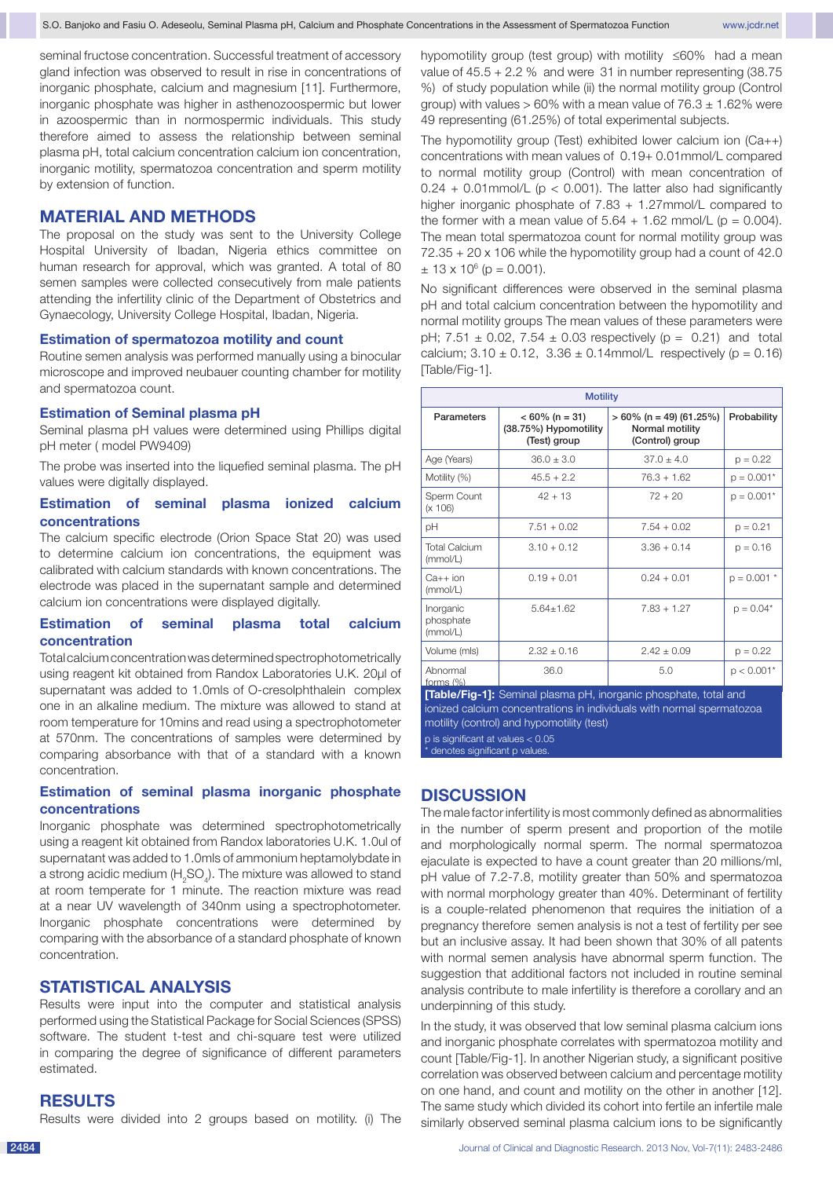seminal fructose concentration. Successful treatment of accessory gland infection was observed to result in rise in concentrations of inorganic phosphate, calcium and magnesium [11]. Furthermore, inorganic phosphate was higher in asthenozoospermic but lower in azoospermic than in normospermic individuals. This study therefore aimed to assess the relationship between seminal plasma pH, total calcium concentration calcium ion concentration, inorganic motility, spermatozoa concentration and sperm motility by extension of function.

## MATERIAL AND METHODS

The proposal on the study was sent to the University College Hospital University of Ibadan, Nigeria ethics committee on human research for approval, which was granted. A total of 80 semen samples were collected consecutively from male patients attending the infertility clinic of the Department of Obstetrics and Gynaecology, University College Hospital, Ibadan, Nigeria.

### Estimation of spermatozoa motility and count

Routine semen analysis was performed manually using a binocular microscope and improved neubauer counting chamber for motility and spermatozoa count.

### Estimation of Seminal plasma pH

Seminal plasma pH values were determined using Phillips digital pH meter ( model PW9409)

The probe was inserted into the liquefied seminal plasma. The pH values were digitally displayed.

### Estimation of seminal plasma ionized calcium concentrations

The calcium specific electrode (Orion Space Stat 20) was used to determine calcium ion concentrations, the equipment was calibrated with calcium standards with known concentrations. The electrode was placed in the supernatant sample and determined calcium ion concentrations were displayed digitally.

### Estimation of seminal plasma total calcium concentration

Total calcium concentration was determined spectrophotometrically using reagent kit obtained from Randox Laboratories U.K. 20µl of supernatant was added to 1.0mls of O-cresolphthalein complex one in an alkaline medium. The mixture was allowed to stand at room temperature for 10mins and read using a spectrophotometer at 570nm. The concentrations of samples were determined by comparing absorbance with that of a standard with a known concentration.

### Estimation of seminal plasma inorganic phosphate concentrations

Inorganic phosphate was determined spectrophotometrically using a reagent kit obtained from Randox laboratories U.K. 1.0ul of supernatant was added to 1.0mls of ammonium heptamolybdate in a strong acidic medium ($H_2SO_4$). The mixture was allowed to stand at room temperate for 1 minute. The reaction mixture was read at a near UV wavelength of 340nm using a spectrophotometer. Inorganic phosphate concentrations were determined by comparing with the absorbance of a standard phosphate of known concentration.

## STATISTICAL ANALYSIS

Results were input into the computer and statistical analysis performed using the Statistical Package for Social Sciences (SPSS) software. The student t-test and chi-square test were utilized in comparing the degree of significance of different parameters estimated.

## RESULTS

Results were divided into 2 groups based on motility. (i) The hypomotility group (test group) with motility ≤60% had a mean value of 45.5 + 2.2 % and were 31 in number representing (38.75 %) of study population while (ii) the normal motility group (Control group) with values > 60% with a mean value of 76.3 ± 1.62% were 49 representing (61.25%) of total experimental subjects.

The hypomotility group (Test) exhibited lower calcium ion (Ca++) concentrations with mean values of 0.19+ 0.01mmol/L compared to normal motility group (Control) with mean concentration of 0.24 + 0.01mmol/L ($p < 0.001$). The latter also had significantly higher inorganic phosphate of 7.83 + 1.27mmol/L compared to the former with a mean value of 5.64 + 1.62 mmol/L ($p = 0.004$). The mean total spermatozoa count for normal motility group was 72.35 + 20 x 106 while the hypomotility group had a count of 42.0 ± 13 x $10^6$ ($p = 0.001$).

No significant differences were observed in the seminal plasma pH and total calcium concentration between the hypomotility and normal motility groups The mean values of these parameters were pH; 7.51 ± 0.02, 7.54 ± 0.03 respectively ($p = 0.21$) and total calcium; 3.10 ± 0.12, 3.36 ± 0.14mmol/L respectively ($p = 0.16$) [Table/Fig-1].

| Motility | | | |
|---|---|---|---|
| Parameters | < 60% (n = 31) (38.75%) Hypomotility (Test) group | > 60% (n = 49) (61.25%) Normal motility (Control) group | Probability |
| Age (Years) | 36.0 ± 3.0 | 37.0 ± 4.0 | p = 0.22 |
| Motility (%) | 45.5 + 2.2 | 76.3 + 1.62 | p = 0.001* |
| Sperm Count (x 106) | 42 + 13 | 72 + 20 | p = 0.001* |
| pH | 7.51 + 0.02 | 7.54 + 0.02 | p = 0.21 |
| Total Calcium (mmol/L) | 3.10 + 0.12 | 3.36 + 0.14 | p = 0.16 |
| Ca++ ion (mmol/L) | 0.19 + 0.01 | 0.24 + 0.01 | p = 0.001 * |
| Inorganic phosphate (mmol/L) | 5.64±1.62 | 7.83 + 1.27 | p = 0.04* |
| Volume (mls) | 2.32 ± 0.16 | 2.42 ± 0.09 | p = 0.22 |
| Abnormal forms (%) | 36.0 | 5.0 | p < 0.001* |

**[Table/Fig-1]:** Seminal plasma pH, inorganic phosphate, total and ionized calcium concentrations in individuals with normal spermatozoa motility (control) and hypomotility (test)

p is significant at values < 0.05

\* denotes significant p values.

## DISCUSSION

The male factor infertility is most commonly defined as abnormalities in the number of sperm present and proportion of the motile and morphologically normal sperm. The normal spermatozoa ejaculate is expected to have a count greater than 20 millions/ml, pH value of 7.2-7.8, motility greater than 50% and spermatozoa with normal morphology greater than 40%. Determinant of fertility is a couple-related phenomenon that requires the initiation of a pregnancy therefore semen analysis is not a test of fertility per see but an inclusive assay. It had been shown that 30% of all patents with normal semen analysis have abnormal sperm function. The suggestion that additional factors not included in routine seminal analysis contribute to male infertility is therefore a corollary and an underpinning of this study.

In the study, it was observed that low seminal plasma calcium ions and inorganic phosphate correlates with spermatozoa motility and count [Table/Fig-1]. In another Nigerian study, a significant positive correlation was observed between calcium and percentage motility on one hand, and count and motility on the other in another [12]. The same study which divided its cohort into fertile an infertile male similarly observed seminal plasma calcium ions to be significantly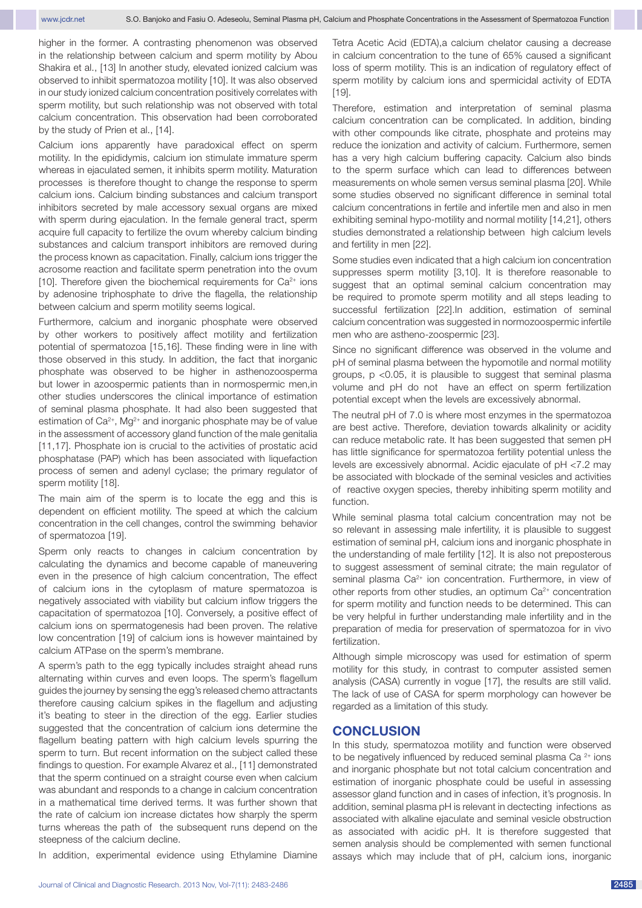higher in the former. A contrasting phenomenon was observed in the relationship between calcium and sperm motility by Abou Shakira et al., [13] In another study, elevated ionized calcium was observed to inhibit spermatozoa motility [10]. It was also observed in our study ionized calcium concentration positively correlates with sperm motility, but such relationship was not observed with total calcium concentration. This observation had been corroborated by the study of Prien et al., [14].

Calcium ions apparently have paradoxical effect on sperm motility. In the epididymis, calcium ion stimulate immature sperm whereas in ejaculated semen, it inhibits sperm motility. Maturation processes is therefore thought to change the response to sperm calcium ions. Calcium binding substances and calcium transport inhibitors secreted by male accessory sexual organs are mixed with sperm during ejaculation. In the female general tract, sperm acquire full capacity to fertilize the ovum whereby calcium binding substances and calcium transport inhibitors are removed during the process known as capacitation. Finally, calcium ions trigger the acrosome reaction and facilitate sperm penetration into the ovum [10]. Therefore given the biochemical requirements for $Ca^{2+}$ ions by adenosine triphosphate to drive the flagella, the relationship between calcium and sperm motility seems logical.

Furthermore, calcium and inorganic phosphate were observed by other workers to positively affect motility and fertilization potential of spermatozoa [15,16]. These finding were in line with those observed in this study. In addition, the fact that inorganic phosphate was observed to be higher in asthenozoosperma but lower in azoospermic patients than in normospermic men,in other studies underscores the clinical importance of estimation of seminal plasma phosphate. It had also been suggested that estimation of $Ca^{2+}$, $Mg^{2+}$ and inorganic phosphate may be of value in the assessment of accessory gland function of the male genitalia [11,17]. Phosphate ion is crucial to the activities of prostatic acid phosphatase (PAP) which has been associated with liquefaction process of semen and adenyl cyclase; the primary regulator of sperm motility [18].

The main aim of the sperm is to locate the egg and this is dependent on efficient motility. The speed at which the calcium concentration in the cell changes, control the swimming behavior of spermatozoa [19].

Sperm only reacts to changes in calcium concentration by calculating the dynamics and become capable of maneuvering even in the presence of high calcium concentration, The effect of calcium ions in the cytoplasm of mature spermatozoa is negatively associated with viability but calcium inflow triggers the capacitation of spermatozoa [10]. Conversely, a positive effect of calcium ions on spermatogenesis had been proven. The relative low concentration [19] of calcium ions is however maintained by calcium ATPase on the sperm's membrane.

A sperm's path to the egg typically includes straight ahead runs alternating within curves and even loops. The sperm's flagellum guides the journey by sensing the egg's released chemo attractants therefore causing calcium spikes in the flagellum and adjusting it's beating to steer in the direction of the egg. Earlier studies suggested that the concentration of calcium ions determine the flagellum beating pattern with high calcium levels spurring the sperm to turn. But recent information on the subject called these findings to question. For example Alvarez et al., [11] demonstrated that the sperm continued on a straight course even when calcium was abundant and responds to a change in calcium concentration in a mathematical time derived terms. It was further shown that the rate of calcium ion increase dictates how sharply the sperm turns whereas the path of the subsequent runs depend on the steepness of the calcium decline.

In addition, experimental evidence using Ethylamine Diamine Tetra Acetic Acid (EDTA),a calcium chelator causing a decrease in calcium concentration to the tune of 65% caused a significant loss of sperm motility. This is an indication of regulatory effect of sperm motility by calcium ions and spermicidal activity of EDTA [19].

Therefore, estimation and interpretation of seminal plasma calcium concentration can be complicated. In addition, binding with other compounds like citrate, phosphate and proteins may reduce the ionization and activity of calcium. Furthermore, semen has a very high calcium buffering capacity. Calcium also binds to the sperm surface which can lead to differences between measurements on whole semen versus seminal plasma [20]. While some studies observed no significant difference in seminal total calcium concentrations in fertile and infertile men and also in men exhibiting seminal hypo-motility and normal motility [14,21], others studies demonstrated a relationship between high calcium levels and fertility in men [22].

Some studies even indicated that a high calcium ion concentration suppresses sperm motility [3,10]. It is therefore reasonable to suggest that an optimal seminal calcium concentration may be required to promote sperm motility and all steps leading to successful fertilization [22].In addition, estimation of seminal calcium concentration was suggested in normozoospermic infertile men who are astheno-zoospermic [23].

Since no significant difference was observed in the volume and pH of seminal plasma between the hypomotile and normal motility groups, $p < 0.05$, it is plausible to suggest that seminal plasma volume and pH do not have an effect on sperm fertilization potential except when the levels are excessively abnormal.

The neutral pH of 7.0 is where most enzymes in the spermatozoa are best active. Therefore, deviation towards alkalinity or acidity can reduce metabolic rate. It has been suggested that semen pH has little significance for spermatozoa fertility potential unless the levels are excessively abnormal. Acidic ejaculate of pH <7.2 may be associated with blockade of the seminal vesicles and activities of reactive oxygen species, thereby inhibiting sperm motility and function.

While seminal plasma total calcium concentration may not be so relevant in assessing male infertility, it is plausible to suggest estimation of seminal pH, calcium ions and inorganic phosphate in the understanding of male fertility [12]. It is also not preposterous to suggest assessment of seminal citrate; the main regulator of seminal plasma $Ca^{2+}$ ion concentration. Furthermore, in view of other reports from other studies, an optimum $Ca^{2+}$ concentration for sperm motility and function needs to be determined. This can be very helpful in further understanding male infertility and in the preparation of media for preservation of spermatozoa for in vivo fertilization.

Although simple microscopy was used for estimation of sperm motility for this study, in contrast to computer assisted semen analysis (CASA) currently in vogue [17], the results are still valid. The lack of use of CASA for sperm morphology can however be regarded as a limitation of this study.

## CONCLUSION

In this study, spermatozoa motility and function were observed to be negatively influenced by reduced seminal plasma $Ca^{2+}$ ions and inorganic phosphate but not total calcium concentration and estimation of inorganic phosphate could be useful in assessing assessor gland function and in cases of infection, it's prognosis. In addition, seminal plasma pH is relevant in dectecting infections as associated with alkaline ejaculate and seminal vesicle obstruction as associated with acidic pH. It is therefore suggested that semen analysis should be complemented with semen functional assays which may include that of pH, calcium ions, inorganic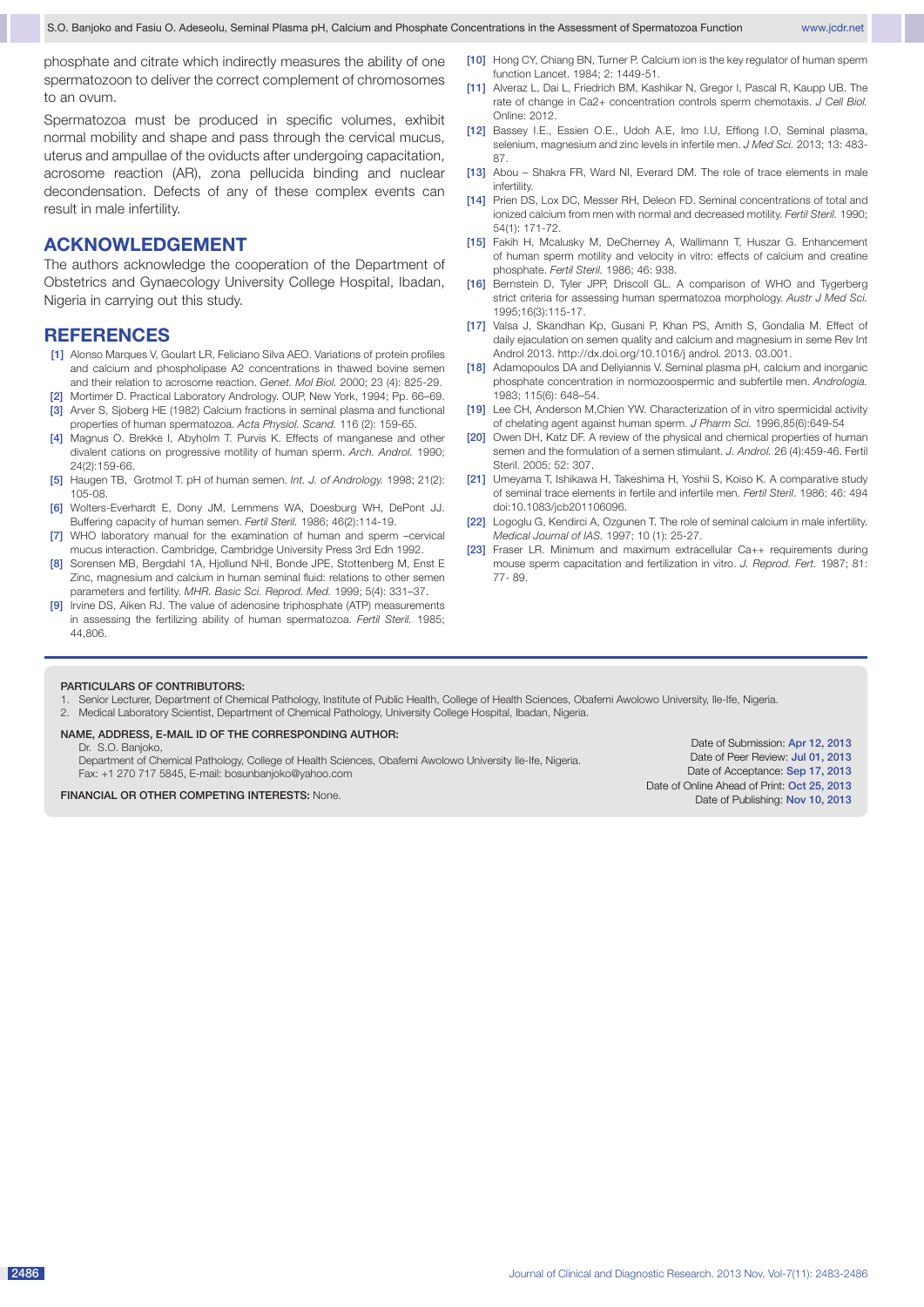phosphate and citrate which indirectly measures the ability of one spermatozoon to deliver the correct complement of chromosomes to an ovum.

Spermatozoa must be produced in specific volumes, exhibit normal mobility and shape and pass through the cervical mucus, uterus and ampullae of the oviducts after undergoing capacitation, acrosome reaction (AR), zona pellucida binding and nuclear decondensation. Defects of any of these complex events can result in male infertility.

## ACKNOWLEDGEMENT

The authors acknowledge the cooperation of the Department of Obstetrics and Gynaecology University College Hospital, Ibadan, Nigeria in carrying out this study.

## REFERENCES

[1] Alonso Marques V, Goulart LR, Feliciano Silva AEO. Variations of protein profiles and calcium and phospholipase A2 concentrations in thawed bovine semen and their relation to acrosome reaction. *Genet. Mol Biol.* 2000; 23 (4): 825-29.

[2] Mortimer D. Practical Laboratory Andrology. OUP, New York, 1994; Pp. 66–69.

[3] Arver S, Sjoberg HE (1982) Calcium fractions in seminal plasma and functional properties of human spermatozoa. *Acta Physiol. Scand.* 116 (2): 159-65.

[4] Magnus O. Brekke I, Abyholm T. Purvis K. Effects of manganese and other divalent cations on progressive motility of human sperm. *Arch. Androl.* 1990; 24(2):159-66.

[5] Haugen TB, Grotmol T. pH of human semen. *Int. J. of Andrology.* 1998; 21(2): 105-08.

[6] Wolters-Everhardt E, Dony JM, Lemmens WA, Doesburg WH, DePont JJ. Buffering capacity of human semen. *Fertil Steril.* 1986; 46(2):114-19.

[7] WHO laboratory manual for the examination of human and sperm –cervical mucus interaction. Cambridge, Cambridge University Press 3rd Edn 1992.

[8] Sorensen MB, Bergdahl 1A, Hjollund NHI, Bonde JPE, Stottenberg M, Enst E Zinc, magnesium and calcium in human seminal fluid: relations to other semen parameters and fertility. *MHR. Basic Sci. Reprod. Med.* 1999; 5(4): 331–37.

[9] Irvine DS, Aiken RJ. The value of adenosine triphosphate (ATP) measurements in assessing the fertilizing ability of human spermatozoa. *Fertil Steril.* 1985; 44,806.

[10] Hong CY, Chiang BN, Turner P. Calcium ion is the key regulator of human sperm function Lancet. 1984; 2: 1449-51.

[11] Alveraz L, Dai L, Friedrich BM, Kashikar N, Gregor I, Pascal R, Kaupp UB. The rate of change in Ca2+ concentration controls sperm chemotaxis. *J Cell Biol.* Online: 2012.

[12] Bassey I.E., Essien O.E., Udoh A.E, Imo I.U, Effiong I.O, Seminal plasma, selenium, magnesium and zinc levels in infertile men. *J Med Sci.* 2013; 13: 483-87.

[13] Abou – Shakra FR, Ward NI, Everard DM. The role of trace elements in male infertility.

[14] Prien DS, Lox DC, Messer RH, Deleon FD. Seminal concentrations of total and ionized calcium from men with normal and decreased motility. *Fertil Steril.* 1990; 54(1): 171-72.

[15] Fakih H, Mcalusky M, DeCherney A, Wallimann T, Huszar G. Enhancement of human sperm motility and velocity in vitro: effects of calcium and creatine phosphate. *Fertil Steril.* 1986; 46: 938.

[16] Bernstein D, Tyler JPP, Driscoll GL. A comparison of WHO and Tygerberg strict criteria for assessing human spermatozoa morphology. *Austr J Med Sci.* 1995;16(3):115-17.

[17] Valsa J, Skandhan Kp, Gusani P, Khan PS, Amith S, Gondalia M. Effect of daily ejaculation on semen quality and calcium and magnesium in seme Rev Int Androl 2013. http://dx.doi.org/10.1016/j androl. 2013. 03.001.

[18] Adamopoulos DA and Deliyiannis V. Seminal plasma pH, calcium and inorganic phosphate concentration in normozoospermic and subfertile men. *Andrologia.* 1983; 115(6): 648–54.

[19] Lee CH, Anderson M,Chien YW. Characterization of in vitro spermicidal activity of chelating agent against human sperm. *J Pharm Sci.* 1996,85(6):649-54

[20] Owen DH, Katz DF. A review of the physical and chemical properties of human semen and the formulation of a semen stimulant. *J. Androl.* 26 (4):459-46. Fertil Steril. 2005; 52: 307.

[21] Umeyama T, Ishikawa H, Takeshima H, Yoshii S, Koiso K. A comparative study of seminal trace elements in fertile and infertile men. *Fertil Steril.* 1986; 46: 494 doi:10.1083/jcb201106096.

[22] Logoglu G, Kendirci A, Ozgunen T. The role of seminal calcium in male infertility. *Medical Journal of IAS.* 1997; 10 (1): 25-27.

[23] Fraser LR. Minimum and maximum extracellular Ca++ requirements during mouse sperm capacitation and fertilization in vitro. *J. Reprod. Fert.* 1987; 81: 77- 89.

**PARTICULARS OF CONTRIBUTORS:**

1. Senior Lecturer, Department of Chemical Pathology, Institute of Public Health, College of Health Sciences, Obafemi Awolowo University, Ile-Ife, Nigeria.
2. Medical Laboratory Scientist, Department of Chemical Pathology, University College Hospital, Ibadan, Nigeria.

**NAME, ADDRESS, E-MAIL ID OF THE CORRESPONDING AUTHOR:**

Dr. S.O. Banjoko,
Department of Chemical Pathology, College of Health Sciences, Obafemi Awolowo University Ile-Ife, Nigeria.
Fax: +1 270 717 5845, E-mail: bosunbanjoko@yahoo.com

**FINANCIAL OR OTHER COMPETING INTERESTS:** None.

Date of Submission: Apr 12, 2013
Date of Peer Review: Jul 01, 2013
Date of Acceptance: Sep 17, 2013
Date of Online Ahead of Print: Oct 25, 2013
Date of Publishing: Nov 10, 2013